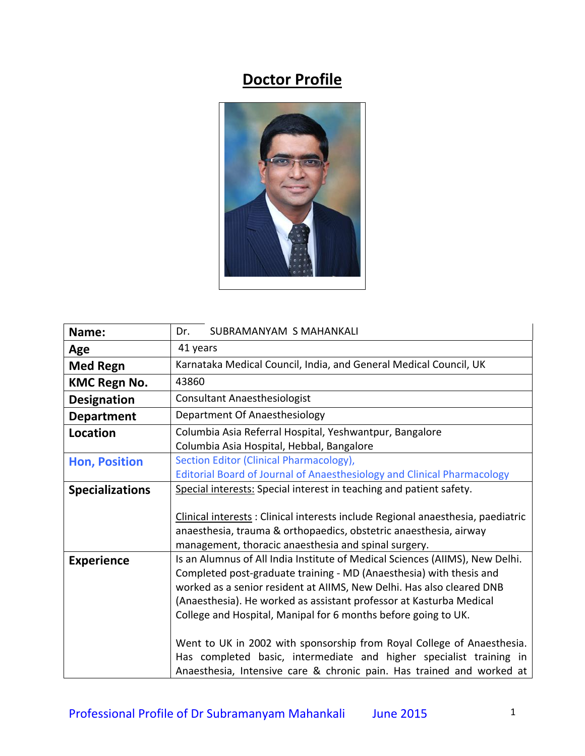# Doctor Profile

| Name: | Dr. SUBRAMANYAM S MAHANKALI |
|---|---|
| Age | 41 years |
| Med Regn | Karnataka Medical Council, India, and General Medical Council, UK |
| KMC Regn No. | 43860 |
| Designation | Consultant Anaesthesiologist |
| Department | Department Of Anaesthesiology |
| Location | Columbia Asia Referral Hospital, Yeshwantpur, Bangalore<br>Columbia Asia Hospital, Hebbal, Bangalore |
| Hon, Position | Section Editor (Clinical Pharmacology),<br>Editorial Board of Journal of Anaesthesiology and Clinical Pharmacology |
| Specializations | Special interests: Special interest in teaching and patient safety.<br><br>Clinical interests : Clinical interests include Regional anaesthesia, paediatric anaesthesia, trauma & orthopaedics, obstetric anaesthesia, airway management, thoracic anaesthesia and spinal surgery. |
| Experience | Is an Alumnus of All India Institute of Medical Sciences (AIIMS), New Delhi. Completed post-graduate training - MD (Anaesthesia) with thesis and worked as a senior resident at AIIMS, New Delhi. Has also cleared DNB (Anaesthesia). He worked as assistant professor at Kasturba Medical College and Hospital, Manipal for 6 months before going to UK.<br><br>Went to UK in 2002 with sponsorship from Royal College of Anaesthesia. Has completed basic, intermediate and higher specialist training in Anaesthesia, Intensive care & chronic pain. Has trained and worked at |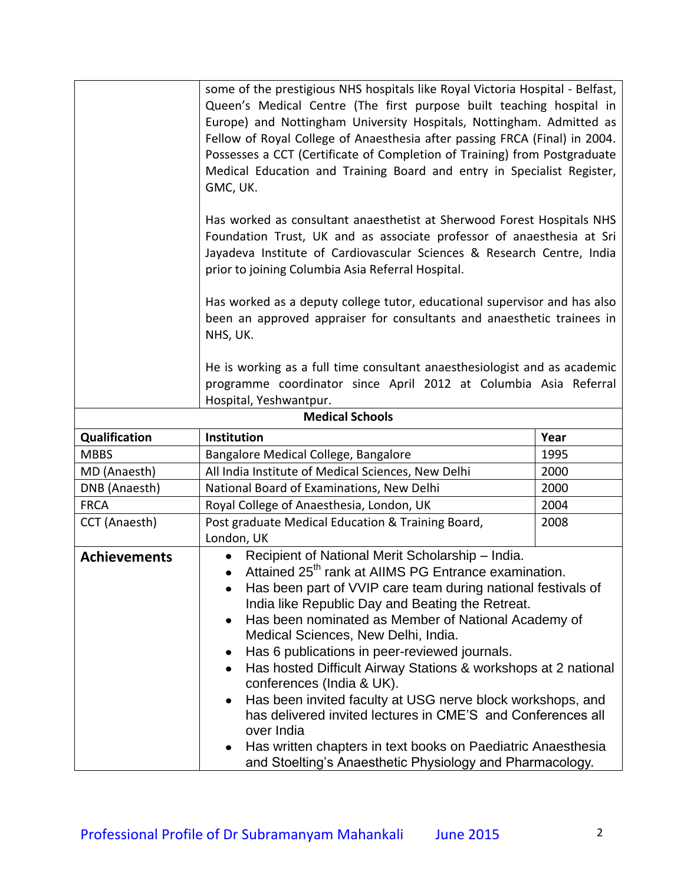| | |
|---|---|
| | some of the prestigious NHS hospitals like Royal Victoria Hospital - Belfast, Queen's Medical Centre (The first purpose built teaching hospital in Europe) and Nottingham University Hospitals, Nottingham. Admitted as Fellow of Royal College of Anaesthesia after passing FRCA (Final) in 2004. Possesses a CCT (Certificate of Completion of Training) from Postgraduate Medical Education and Training Board and entry in Specialist Register, GMC, UK.<br><br>Has worked as consultant anaesthetist at Sherwood Forest Hospitals NHS Foundation Trust, UK and as associate professor of anaesthesia at Sri Jayadeva Institute of Cardiovascular Sciences & Research Centre, India prior to joining Columbia Asia Referral Hospital.<br><br>Has worked as a deputy college tutor, educational supervisor and has also been an approved appraiser for consultants and anaesthetic trainees in NHS, UK.<br><br>He is working as a full time consultant anaesthesiologist and as academic programme coordinator since April 2012 at Columbia Asia Referral Hospital, Yeshwantpur. |

**Medical Schools**

| Qualification | Institution | Year |
|---|---|---|
| MBBS | Bangalore Medical College, Bangalore | 1995 |
| MD (Anaesth) | All India Institute of Medical Sciences, New Delhi | 2000 |
| DNB (Anaesth) | National Board of Examinations, New Delhi | 2000 |
| FRCA | Royal College of Anaesthesia, London, UK | 2004 |
| CCT (Anaesth) | Post graduate Medical Education & Training Board, London, UK | 2008 |

**Achievements**

- Recipient of National Merit Scholarship – India.
- Attained 25th rank at AIIMS PG Entrance examination.
- Has been part of VVIP care team during national festivals of India like Republic Day and Beating the Retreat.
- Has been nominated as Member of National Academy of Medical Sciences, New Delhi, India.
- Has 6 publications in peer-reviewed journals.
- Has hosted Difficult Airway Stations & workshops at 2 national conferences (India & UK).
- Has been invited faculty at USG nerve block workshops, and has delivered invited lectures in CME'S and Conferences all over India
- Has written chapters in text books on Paediatric Anaesthesia and Stoelting's Anaesthetic Physiology and Pharmacology.